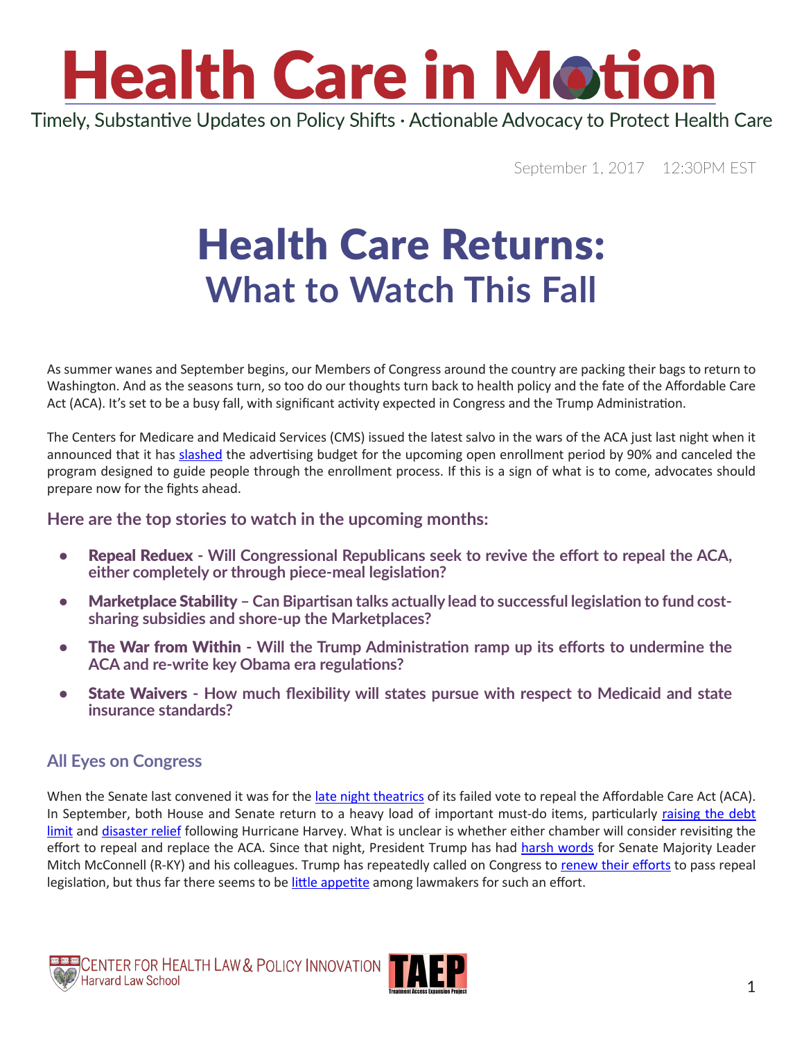# Health Care in Motion

Timely, Substantive Updates on Policy Shifts · Actionable Advocacy to Protect Health Care

September 1, 2017 12:30PM EST

# Health Care Returns:
## What to Watch This Fall

As summer wanes and September begins, our Members of Congress around the country are packing their bags to return to Washington. And as the seasons turn, so too do our thoughts turn back to health policy and the fate of the Affordable Care Act (ACA). It's set to be a busy fall, with significant activity expected in Congress and the Trump Administration.

The Centers for Medicare and Medicaid Services (CMS) issued the latest salvo in the wars of the ACA just last night when it announced that it has slashed the advertising budget for the upcoming open enrollment period by 90% and canceled the program designed to guide people through the enrollment process. If this is a sign of what is to come, advocates should prepare now for the fights ahead.

### Here are the top stories to watch in the upcoming months:

- **Repeal Reduex - Will Congressional Republicans seek to revive the effort to repeal the ACA, either completely or through piece-meal legislation?**
- **Marketplace Stability – Can Bipartisan talks actually lead to successful legislation to fund cost-sharing subsidies and shore-up the Marketplaces?**
- **The War from Within - Will the Trump Administration ramp up its efforts to undermine the ACA and re-write key Obama era regulations?**
- **State Waivers - How much flexibility will states pursue with respect to Medicaid and state insurance standards?**

### All Eyes on Congress

When the Senate last convened it was for the late night theatrics of its failed vote to repeal the Affordable Care Act (ACA). In September, both House and Senate return to a heavy load of important must-do items, particularly raising the debt limit and disaster relief following Hurricane Harvey. What is unclear is whether either chamber will consider revisiting the effort to repeal and replace the ACA. Since that night, President Trump has had harsh words for Senate Majority Leader Mitch McConnell (R-KY) and his colleagues. Trump has repeatedly called on Congress to renew their efforts to pass repeal legislation, but thus far there seems to be little appetite among lawmakers for such an effort.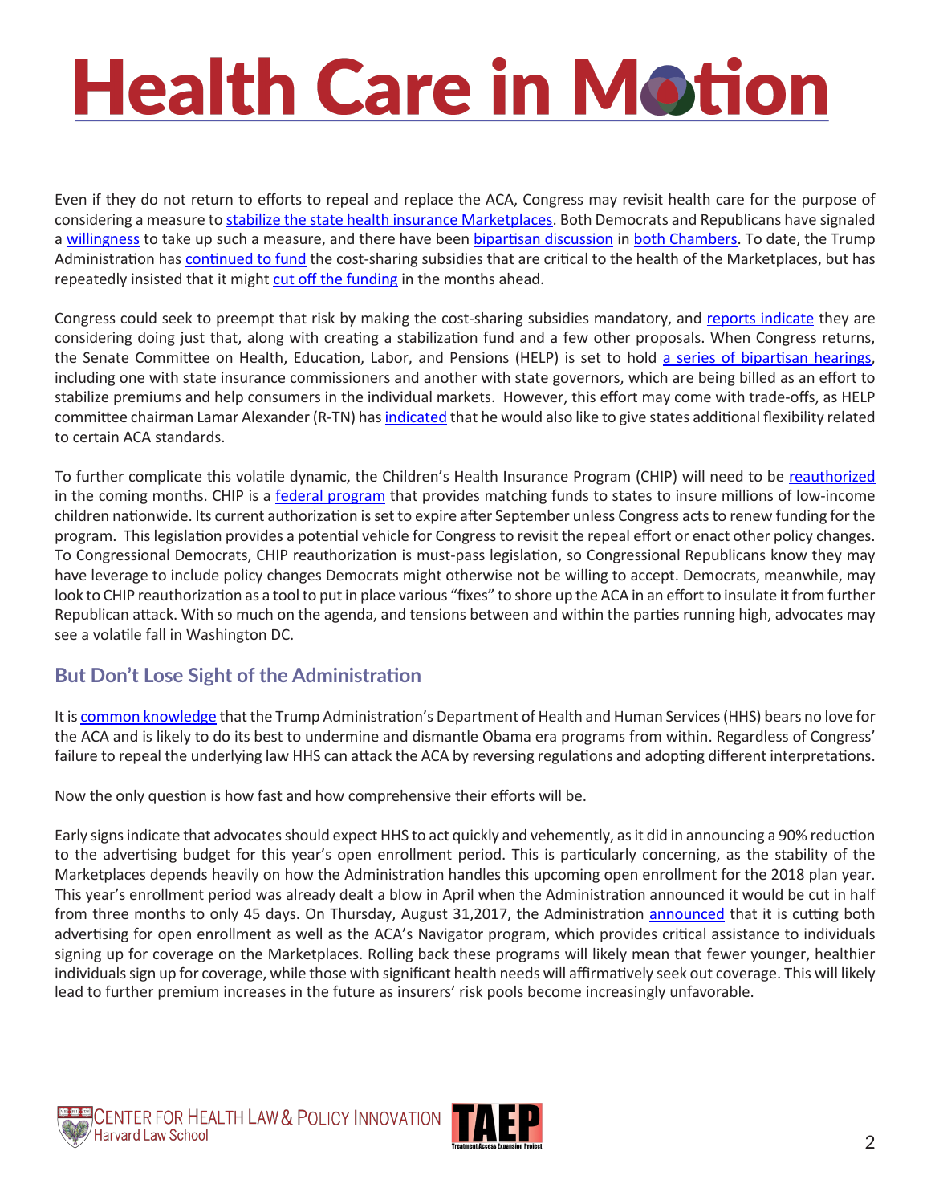Even if they do not return to efforts to repeal and replace the ACA, Congress may revisit health care for the purpose of considering a measure to stabilize the state health insurance Marketplaces. Both Democrats and Republicans have signaled a willingness to take up such a measure, and there have been bipartisan discussion in both Chambers. To date, the Trump Administration has continued to fund the cost-sharing subsidies that are critical to the health of the Marketplaces, but has repeatedly insisted that it might cut off the funding in the months ahead.

Congress could seek to preempt that risk by making the cost-sharing subsidies mandatory, and reports indicate they are considering doing just that, along with creating a stabilization fund and a few other proposals. When Congress returns, the Senate Committee on Health, Education, Labor, and Pensions (HELP) is set to hold a series of bipartisan hearings, including one with state insurance commissioners and another with state governors, which are being billed as an effort to stabilize premiums and help consumers in the individual markets. However, this effort may come with trade-offs, as HELP committee chairman Lamar Alexander (R-TN) has indicated that he would also like to give states additional flexibility related to certain ACA standards.

To further complicate this volatile dynamic, the Children's Health Insurance Program (CHIP) will need to be reauthorized in the coming months. CHIP is a federal program that provides matching funds to states to insure millions of low-income children nationwide. Its current authorization is set to expire after September unless Congress acts to renew funding for the program. This legislation provides a potential vehicle for Congress to revisit the repeal effort or enact other policy changes. To Congressional Democrats, CHIP reauthorization is must-pass legislation, so Congressional Republicans know they may have leverage to include policy changes Democrats might otherwise not be willing to accept. Democrats, meanwhile, may look to CHIP reauthorization as a tool to put in place various "fixes" to shore up the ACA in an effort to insulate it from further Republican attack. With so much on the agenda, and tensions between and within the parties running high, advocates may see a volatile fall in Washington DC.

## But Don't Lose Sight of the Administration

It is common knowledge that the Trump Administration's Department of Health and Human Services (HHS) bears no love for the ACA and is likely to do its best to undermine and dismantle Obama era programs from within. Regardless of Congress' failure to repeal the underlying law HHS can attack the ACA by reversing regulations and adopting different interpretations.

Now the only question is how fast and how comprehensive their efforts will be.

Early signs indicate that advocates should expect HHS to act quickly and vehemently, as it did in announcing a 90% reduction to the advertising budget for this year's open enrollment period. This is particularly concerning, as the stability of the Marketplaces depends heavily on how the Administration handles this upcoming open enrollment for the 2018 plan year. This year's enrollment period was already dealt a blow in April when the Administration announced it would be cut in half from three months to only 45 days. On Thursday, August 31,2017, the Administration announced that it is cutting both advertising for open enrollment as well as the ACA's Navigator program, which provides critical assistance to individuals signing up for coverage on the Marketplaces. Rolling back these programs will likely mean that fewer younger, healthier individuals sign up for coverage, while those with significant health needs will affirmatively seek out coverage. This will likely lead to further premium increases in the future as insurers' risk pools become increasingly unfavorable.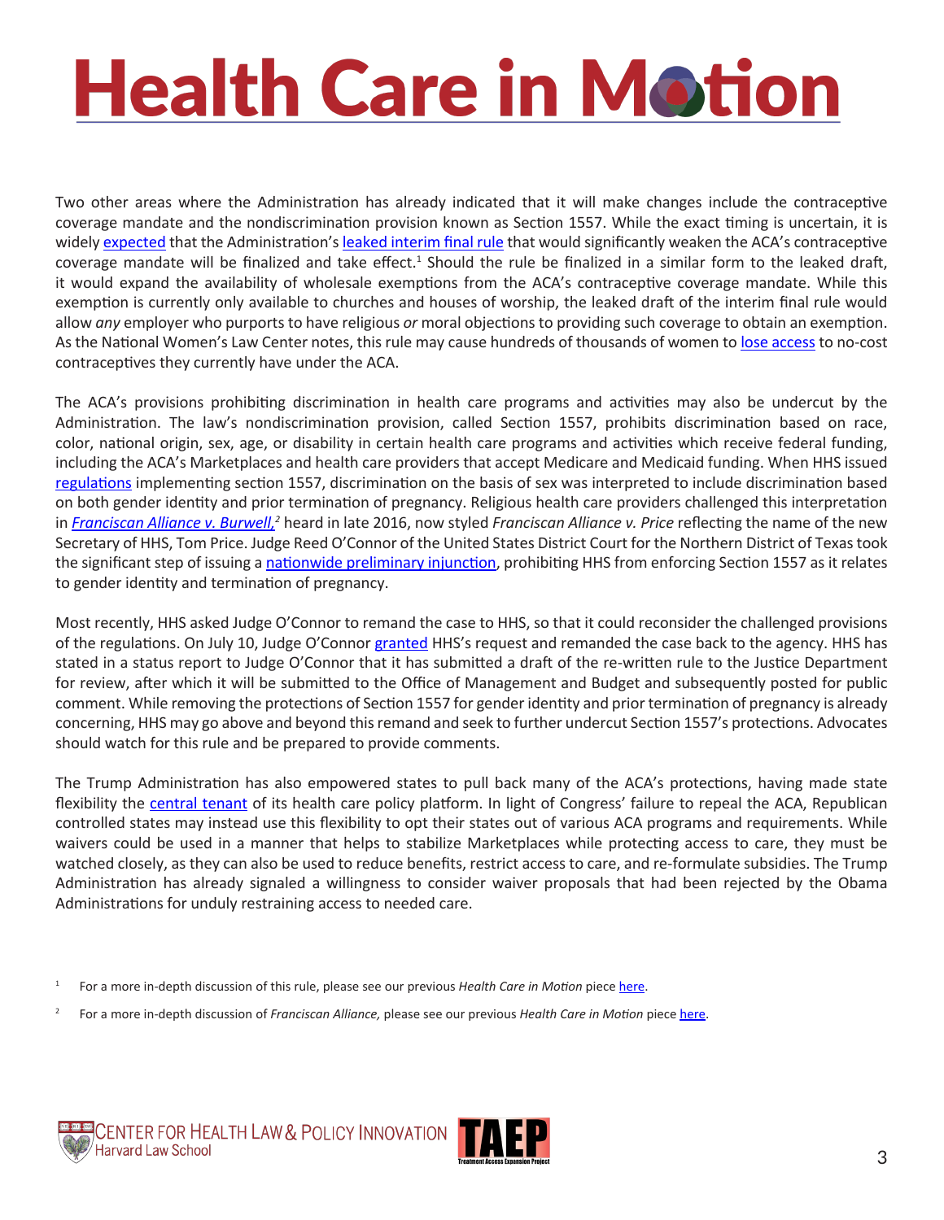Two other areas where the Administration has already indicated that it will make changes include the contraceptive coverage mandate and the nondiscrimination provision known as Section 1557. While the exact timing is uncertain, it is widely expected that the Administration's leaked interim final rule that would significantly weaken the ACA's contraceptive coverage mandate will be finalized and take effect.[1] Should the rule be finalized in a similar form to the leaked draft, it would expand the availability of wholesale exemptions from the ACA's contraceptive coverage mandate. While this exemption is currently only available to churches and houses of worship, the leaked draft of the interim final rule would allow *any* employer who purports to have religious *or* moral objections to providing such coverage to obtain an exemption. As the National Women's Law Center notes, this rule may cause hundreds of thousands of women to lose access to no-cost contraceptives they currently have under the ACA.

The ACA's provisions prohibiting discrimination in health care programs and activities may also be undercut by the Administration. The law's nondiscrimination provision, called Section 1557, prohibits discrimination based on race, color, national origin, sex, age, or disability in certain health care programs and activities which receive federal funding, including the ACA's Marketplaces and health care providers that accept Medicare and Medicaid funding. When HHS issued regulations implementing section 1557, discrimination on the basis of sex was interpreted to include discrimination based on both gender identity and prior termination of pregnancy. Religious health care providers challenged this interpretation in *Franciscan Alliance v. Burwell,*[2] heard in late 2016, now styled *Franciscan Alliance v. Price* reflecting the name of the new Secretary of HHS, Tom Price. Judge Reed O'Connor of the United States District Court for the Northern District of Texas took the significant step of issuing a nationwide preliminary injunction, prohibiting HHS from enforcing Section 1557 as it relates to gender identity and termination of pregnancy.

Most recently, HHS asked Judge O'Connor to remand the case to HHS, so that it could reconsider the challenged provisions of the regulations. On July 10, Judge O'Connor granted HHS's request and remanded the case back to the agency. HHS has stated in a status report to Judge O'Connor that it has submitted a draft of the re-written rule to the Justice Department for review, after which it will be submitted to the Office of Management and Budget and subsequently posted for public comment. While removing the protections of Section 1557 for gender identity and prior termination of pregnancy is already concerning, HHS may go above and beyond this remand and seek to further undercut Section 1557's protections. Advocates should watch for this rule and be prepared to provide comments.

The Trump Administration has also empowered states to pull back many of the ACA's protections, having made state flexibility the central tenant of its health care policy platform. In light of Congress' failure to repeal the ACA, Republican controlled states may instead use this flexibility to opt their states out of various ACA programs and requirements. While waivers could be used in a manner that helps to stabilize Marketplaces while protecting access to care, they must be watched closely, as they can also be used to reduce benefits, restrict access to care, and re-formulate subsidies. The Trump Administration has already signaled a willingness to consider waiver proposals that had been rejected by the Obama Administrations for unduly restraining access to needed care.

[1] For a more in-depth discussion of this rule, please see our previous *Health Care in Motion* piece here.

[2] For a more in-depth discussion of *Franciscan Alliance,* please see our previous *Health Care in Motion* piece here.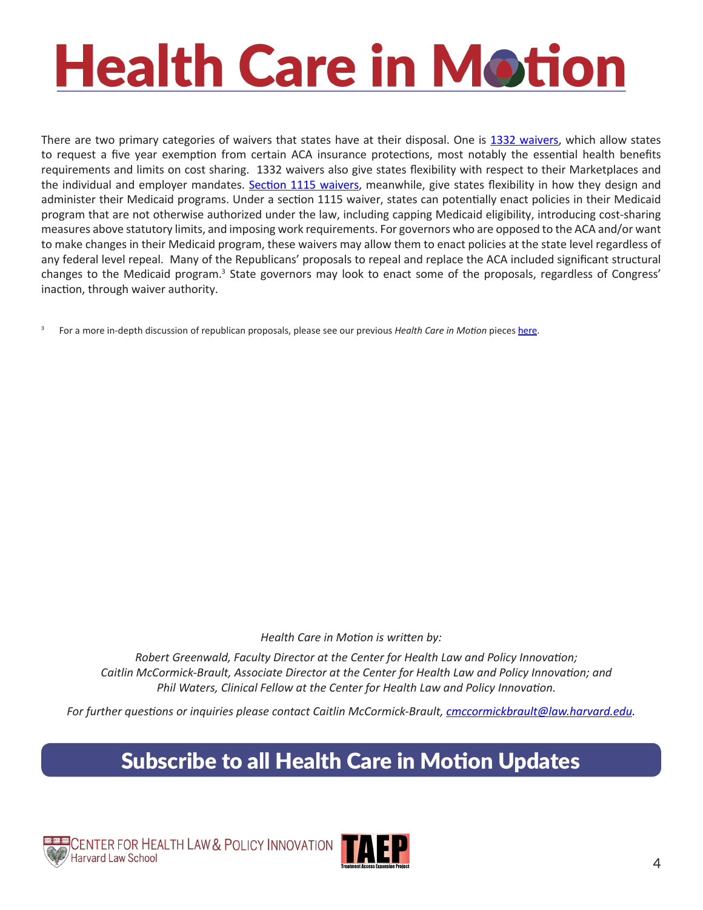There are two primary categories of waivers that states have at their disposal. One is [1332 waivers](), which allow states to request a five year exemption from certain ACA insurance protections, most notably the essential health benefits requirements and limits on cost sharing. 1332 waivers also give states flexibility with respect to their Marketplaces and the individual and employer mandates. [Section 1115 waivers](), meanwhile, give states flexibility in how they design and administer their Medicaid programs. Under a section 1115 waiver, states can potentially enact policies in their Medicaid program that are not otherwise authorized under the law, including capping Medicaid eligibility, introducing cost-sharing measures above statutory limits, and imposing work requirements. For governors who are opposed to the ACA and/or want to make changes in their Medicaid program, these waivers may allow them to enact policies at the state level regardless of any federal level repeal. Many of the Republicans' proposals to repeal and replace the ACA included significant structural changes to the Medicaid program.[3] State governors may look to enact some of the proposals, regardless of Congress' inaction, through waiver authority.

[3] For a more in-depth discussion of republican proposals, please see our previous *Health Care in Motion* pieces [here]().

*Health Care in Motion is written by:*

*Robert Greenwald, Faculty Director at the Center for Health Law and Policy Innovation;*
*Caitlin McCormick-Brault, Associate Director at the Center for Health Law and Policy Innovation; and*
*Phil Waters, Clinical Fellow at the Center for Health Law and Policy Innovation.*

*For further questions or inquiries please contact Caitlin McCormick-Brault, [cmccormickbrault@law.harvard.edu](mailto:cmccormickbrault@law.harvard.edu).*

**Subscribe to all Health Care in Motion Updates**

Center for Health Law & Policy Innovation
Harvard Law School

TAEP
Treatment Access Expansion Project